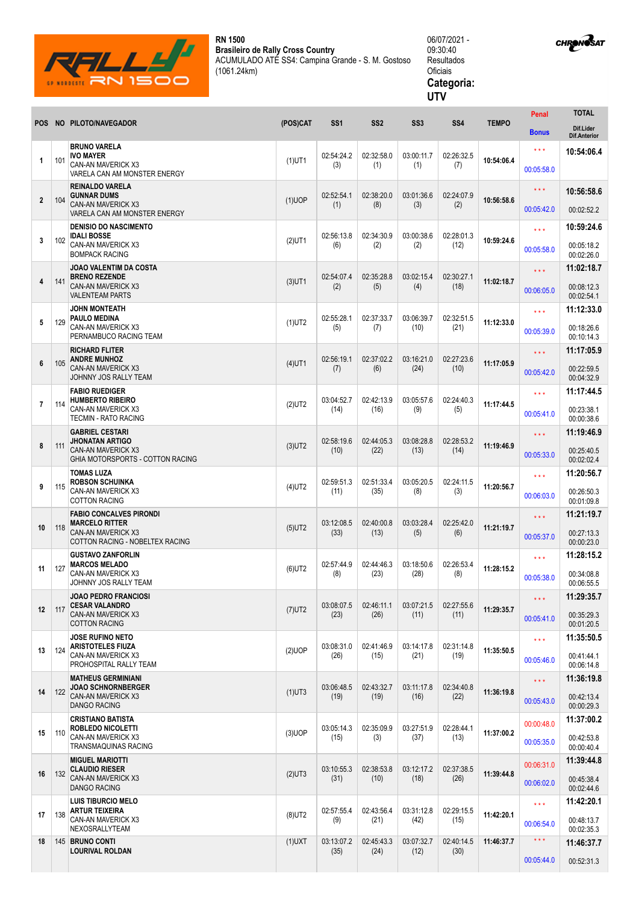**RN 1500**
**Brasileiro de Rally Cross Country**
ACUMULADO ATÉ SS4: Campina Grande - S. M. Gostoso
(1061.24km)

06/07/2021 - 09:30:40
Resultados Oficiais

**Categoria: UTV**

| POS | NO | PILOTO/NAVEGADOR | (POS)CAT | SS1 | SS2 | SS3 | SS4 | TEMPO | Penal / Bonus | TOTAL / Dif.Lider / Dif.Anterior |
|---|---|---|---|---|---|---|---|---|---|---|
| 1 | 101 | **BRUNO VARELA** **IVO MAYER** CAN-AN MAVERICK X3 VARELA CAN AM MONSTER ENERGY | (1)UT1 | 02:54:24.2 (3) | 02:32:58.0 (1) | 03:00:11.7 (1) | 02:26:32.5 (7) | **10:54:06.4** | *** 00:05:58.0 | **10:54:06.4** |
| 2 | 104 | **REINALDO VARELA** **GUNNAR DUMS** CAN-AN MAVERICK X3 VARELA CAN AM MONSTER ENERGY | (1)UOP | 02:52:54.1 (1) | 02:38:20.0 (8) | 03:01:36.6 (3) | 02:24:07.9 (2) | **10:56:58.6** | *** 00:05:42.0 | **10:56:58.6** 00:02:52.2 |
| 3 | 102 | **DENISIO DO NASCIMENTO** **IDALI BOSSE** CAN-AN MAVERICK X3 BOMPACK RACING | (2)UT1 | 02:56:13.8 (6) | 02:34:30.9 (2) | 03:00:38.6 (2) | 02:28:01.3 (12) | **10:59:24.6** | *** 00:05:58.0 | **10:59:24.6** 00:05:18.2 00:02:26.0 |
| 4 | 141 | **JOAO VALENTIM DA COSTA** **BRENO REZENDE** CAN-AN MAVERICK X3 VALENTEAM PARTS | (3)UT1 | 02:54:07.4 (2) | 02:35:28.8 (5) | 03:02:15.4 (4) | 02:30:27.1 (18) | **11:02:18.7** | *** 00:06:05.0 | **11:02:18.7** 00:08:12.3 00:02:54.1 |
| 5 | 129 | **JOHN MONTEATH** **PAULO MEDINA** CAN-AN MAVERICK X3 PERNAMBUCO RACING TEAM | (1)UT2 | 02:55:28.1 (5) | 02:37:33.7 (7) | 03:06:39.7 (10) | 02:32:51.5 (21) | **11:12:33.0** | *** 00:05:39.0 | **11:12:33.0** 00:18:26.6 00:10:14.3 |
| 6 | 105 | **RICHARD FLITER** **ANDRE MUNHOZ** CAN-AN MAVERICK X3 JOHNNY JOS RALLY TEAM | (4)UT1 | 02:56:19.1 (7) | 02:37:02.2 (6) | 03:16:21.0 (24) | 02:27:23.6 (10) | **11:17:05.9** | *** 00:05:42.0 | **11:17:05.9** 00:22:59.5 00:04:32.9 |
| 7 | 114 | **FABIO RUEDIGER** **HUMBERTO RIBEIRO** CAN-AN MAVERICK X3 TECMIN - RATO RACING | (2)UT2 | 03:04:52.7 (14) | 02:42:13.9 (16) | 03:05:57.6 (9) | 02:24:40.3 (5) | **11:17:44.5** | *** 00:05:41.0 | **11:17:44.5** 00:23:38.1 00:00:38.6 |
| 8 | 111 | **GABRIEL CESTARI** **JHONATAN ARTIGO** CAN-AN MAVERICK X3 GHIA MOTORSPORTS - COTTON RACING | (3)UT2 | 02:58:19.6 (10) | 02:44:05.3 (22) | 03:08:28.8 (13) | 02:28:53.2 (14) | **11:19:46.9** | *** 00:05:33.0 | **11:19:46.9** 00:25:40.5 00:02:02.4 |
| 9 | 115 | **TOMAS LUZA** **ROBSON SCHUINKA** CAN-AN MAVERICK X3 COTTON RACING | (4)UT2 | 02:59:51.3 (11) | 02:51:33.4 (35) | 03:05:20.5 (8) | 02:24:11.5 (3) | **11:20:56.7** | *** 00:06:03.0 | **11:20:56.7** 00:26:50.3 00:01:09.8 |
| 10 | 118 | **FABIO CONCALVES PIRONDI** **MARCELO RITTER** CAN-AN MAVERICK X3 COTTON RACING - NOBELTEX RACING | (5)UT2 | 03:12:08.5 (33) | 02:40:00.8 (13) | 03:03:28.4 (5) | 02:25:42.0 (6) | **11:21:19.7** | *** 00:05:37.0 | **11:21:19.7** 00:27:13.3 00:00:23.0 |
| 11 | 127 | **GUSTAVO ZANFORLIN** **MARCOS MELADO** CAN-AN MAVERICK X3 JOHNNY JOS RALLY TEAM | (6)UT2 | 02:57:44.9 (8) | 02:44:46.3 (23) | 03:18:50.6 (28) | 02:26:53.4 (8) | **11:28:15.2** | *** 00:05:38.0 | **11:28:15.2** 00:34:08.8 00:06:55.5 |
| 12 | 117 | **JOAO PEDRO FRANCIOSI** **CESAR VALANDRO** CAN-AN MAVERICK X3 COTTON RACING | (7)UT2 | 03:08:07.5 (23) | 02:46:11.1 (26) | 03:07:21.5 (11) | 02:27:55.6 (11) | **11:29:35.7** | *** 00:05:41.0 | **11:29:35.7** 00:35:29.3 00:01:20.5 |
| 13 | 124 | **JOSE RUFINO NETO** **ARISTOTELES FIUZA** CAN-AN MAVERICK X3 PROHOSPITAL RALLY TEAM | (2)UOP | 03:08:31.0 (26) | 02:41:46.9 (15) | 03:14:17.8 (21) | 02:31:14.8 (19) | **11:35:50.5** | *** 00:05:46.0 | **11:35:50.5** 00:41:44.1 00:06:14.8 |
| 14 | 122 | **MATHEUS GERMINIANI** **JOAO SCHNORNBERGER** CAN-AN MAVERICK X3 DANGO RACING | (1)UT3 | 03:06:48.5 (19) | 02:43:32.7 (19) | 03:11:17.8 (16) | 02:34:40.8 (22) | **11:36:19.8** | *** 00:05:43.0 | **11:36:19.8** 00:42:13.4 00:00:29.3 |
| 15 | 110 | **CRISTIANO BATISTA** **ROBLEDO NICOLETTI** CAN-AN MAVERICK X3 TRANSMAQUINAS RACING | (3)UOP | 03:05:14.3 (15) | 02:35:09.9 (3) | 03:27:51.9 (37) | 02:28:44.1 (13) | **11:37:00.2** | 00:00:48.0 00:05:35.0 | **11:37:00.2** 00:42:53.8 00:00:40.4 |
| 16 | 132 | **MIGUEL MARIOTTI** **CLAUDIO RIESER** CAN-AN MAVERICK X3 DANGO RACING | (2)UT3 | 03:10:55.3 (31) | 02:38:53.8 (10) | 03:12:17.2 (18) | 02:37:38.5 (26) | **11:39:44.8** | 00:06:31.0 00:06:02.0 | **11:39:44.8** 00:45:38.4 00:02:44.6 |
| 17 | 138 | **LUIS TIBURCIO MELO** **ARTUR TEIXEIRA** CAN-AN MAVERICK X3 NEXOSRALLYTEAM | (8)UT2 | 02:57:55.4 (9) | 02:43:56.4 (21) | 03:31:12.8 (42) | 02:29:15.5 (15) | **11:42:20.1** | *** 00:06:54.0 | **11:42:20.1** 00:48:13.7 00:02:35.3 |
| 18 | 145 | **BRUNO CONTI** **LOURIVAL ROLDAN** | (1)UXT | 03:13:07.2 (35) | 02:45:43.3 (24) | 03:07:32.7 (12) | 02:40:14.5 (30) | **11:46:37.7** | *** 00:05:44.0 | **11:46:37.7** 00:52:31.3 |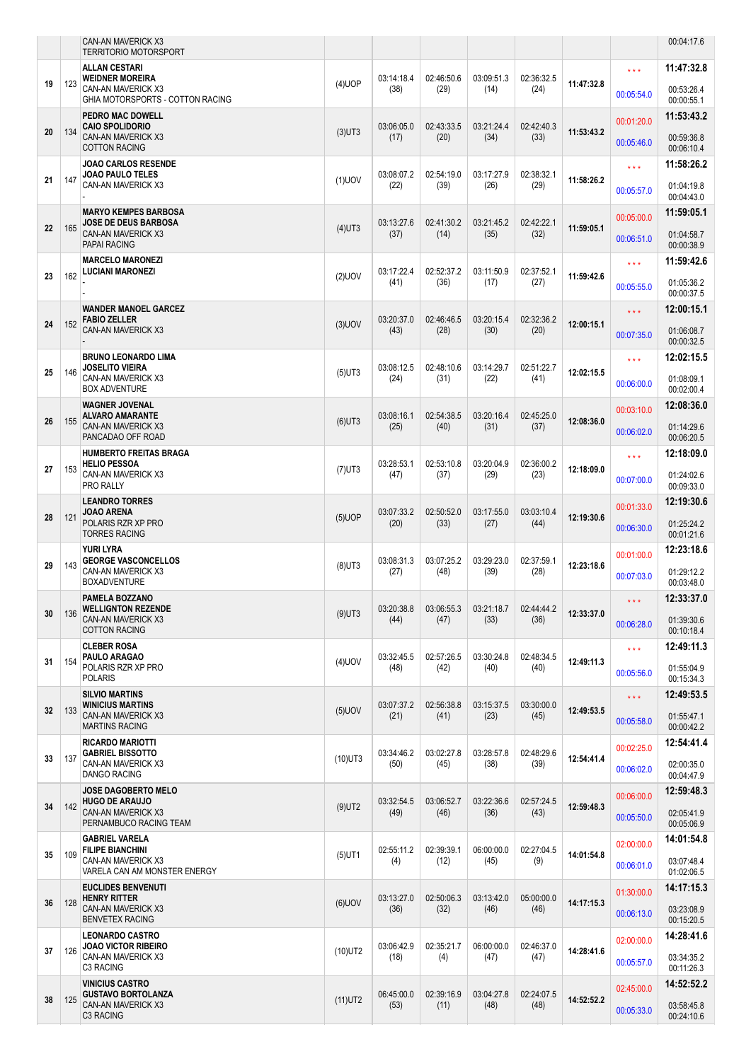| Pos | Nº | Piloto / Navegador / Veículo / Equipe | Cat | | | | | Total | Penal. | Dif. |
|---|---|---|---|---|---|---|---|---|---|---|
| | | CAN-AN MAVERICK X3<br>TERRITORIO MOTORSPORT | | | | | | | | 00:04:17.6 |
| 19 | 123 | **ALLAN CESTARI**<br>**WEIDNER MOREIRA**<br>CAN-AN MAVERICK X3<br>GHIA MOTORSPORTS - COTTON RACING | (4)UOP | 03:14:18.4 (38) | 02:46:50.6 (29) | 03:09:51.3 (14) | 02:36:32.5 (24) | **11:47:32.8** | \*\*\*<br>00:05:54.0 | **11:47:32.8**<br>00:53:26.4<br>00:00:55.1 |
| 20 | 134 | **PEDRO MAC DOWELL**<br>**CAIO SPOLIDORIO**<br>CAN-AN MAVERICK X3<br>COTTON RACING | (3)UT3 | 03:06:05.0 (17) | 02:43:33.5 (20) | 03:21:24.4 (34) | 02:42:40.3 (33) | **11:53:43.2** | 00:01:20.0<br>00:05:46.0 | **11:53:43.2**<br>00:59:36.8<br>00:06:10.4 |
| 21 | 147 | **JOAO CARLOS RESENDE**<br>**JOAO PAULO TELES**<br>CAN-AN MAVERICK X3<br>- | (1)UOV | 03:08:07.2 (22) | 02:54:19.0 (39) | 03:17:27.9 (26) | 02:38:32.1 (29) | **11:58:26.2** | \*\*\*<br>00:05:57.0 | **11:58:26.2**<br>01:04:19.8<br>00:04:43.0 |
| 22 | 165 | **MARYO KEMPES BARBOSA**<br>**JOSE DE DEUS BARBOSA**<br>CAN-AN MAVERICK X3<br>PAPAI RACING | (4)UT3 | 03:13:27.6 (37) | 02:41:30.2 (14) | 03:21:45.2 (35) | 02:42:22.1 (32) | **11:59:05.1** | 00:05:00.0<br>00:06:51.0 | **11:59:05.1**<br>01:04:58.7<br>00:00:38.9 |
| 23 | 162 | **MARCELO MARONEZI**<br>**LUCIANI MARONEZI**<br>-<br>- | (2)UOV | 03:17:22.4 (41) | 02:52:37.2 (36) | 03:11:50.9 (17) | 02:37:52.1 (27) | **11:59:42.6** | \*\*\*<br>00:05:55.0 | **11:59:42.6**<br>01:05:36.2<br>00:00:37.5 |
| 24 | 152 | **WANDER MANOEL GARCEZ**<br>**FABIO ZELLER**<br>CAN-AN MAVERICK X3<br>- | (3)UOV | 03:20:37.0 (43) | 02:46:46.5 (28) | 03:20:15.4 (30) | 02:32:36.2 (20) | **12:00:15.1** | \*\*\*<br>00:07:35.0 | **12:00:15.1**<br>01:06:08.7<br>00:00:32.5 |
| 25 | 146 | **BRUNO LEONARDO LIMA**<br>**JOSELITO VIEIRA**<br>CAN-AN MAVERICK X3<br>BOX ADVENTURE | (5)UT3 | 03:08:12.5 (24) | 02:48:10.6 (31) | 03:14:29.7 (22) | 02:51:22.7 (41) | **12:02:15.5** | \*\*\*<br>00:06:00.0 | **12:02:15.5**<br>01:08:09.1<br>00:02:00.4 |
| 26 | 155 | **WAGNER JOVENAL**<br>**ALVARO AMARANTE**<br>CAN-AN MAVERICK X3<br>PANCADAO OFF ROAD | (6)UT3 | 03:08:16.1 (25) | 02:54:38.5 (40) | 03:20:16.4 (31) | 02:45:25.0 (37) | **12:08:36.0** | 00:03:10.0<br>00:06:02.0 | **12:08:36.0**<br>01:14:29.6<br>00:06:20.5 |
| 27 | 153 | **HUMBERTO FREITAS BRAGA**<br>**HELIO PESSOA**<br>CAN-AN MAVERICK X3<br>PRO RALLY | (7)UT3 | 03:28:53.1 (47) | 02:53:10.8 (37) | 03:20:04.9 (29) | 02:36:00.2 (23) | **12:18:09.0** | \*\*\*<br>00:07:00.0 | **12:18:09.0**<br>01:24:02.6<br>00:09:33.0 |
| 28 | 121 | **LEANDRO TORRES**<br>**JOAO ARENA**<br>POLARIS RZR XP PRO<br>TORRES RACING | (5)UOP | 03:07:33.2 (20) | 02:50:52.0 (33) | 03:17:55.0 (27) | 03:03:10.4 (44) | **12:19:30.6** | 00:01:33.0<br>00:06:30.0 | **12:19:30.6**<br>01:25:24.2<br>00:01:21.6 |
| 29 | 143 | **YURI LYRA**<br>**GEORGE VASCONCELLOS**<br>CAN-AN MAVERICK X3<br>BOXADVENTURE | (8)UT3 | 03:08:31.3 (27) | 03:07:25.2 (48) | 03:29:23.0 (39) | 02:37:59.1 (28) | **12:23:18.6** | 00:01:00.0<br>00:07:03.0 | **12:23:18.6**<br>01:29:12.2<br>00:03:48.0 |
| 30 | 136 | **PAMELA BOZZANO**<br>**WELLIGNTON REZENDE**<br>CAN-AN MAVERICK X3<br>COTTON RACING | (9)UT3 | 03:20:38.8 (44) | 03:06:55.3 (47) | 03:21:18.7 (33) | 02:44:44.2 (36) | **12:33:37.0** | \*\*\*<br>00:06:28.0 | **12:33:37.0**<br>01:39:30.6<br>00:10:18.4 |
| 31 | 154 | **CLEBER ROSA**<br>**PAULO ARAGAO**<br>POLARIS RZR XP PRO<br>POLARIS | (4)UOV | 03:32:45.5 (48) | 02:57:26.5 (42) | 03:30:24.8 (40) | 02:48:34.5 (40) | **12:49:11.3** | \*\*\*<br>00:05:56.0 | **12:49:11.3**<br>01:55:04.9<br>00:15:34.3 |
| 32 | 133 | **SILVIO MARTINS**<br>**WINICIUS MARTINS**<br>CAN-AN MAVERICK X3<br>MARTINS RACING | (5)UOV | 03:07:37.2 (21) | 02:56:38.8 (41) | 03:15:37.5 (23) | 03:30:00.0 (45) | **12:49:53.5** | \*\*\*<br>00:05:58.0 | **12:49:53.5**<br>01:55:47.1<br>00:00:42.2 |
| 33 | 137 | **RICARDO MARIOTTI**<br>**GABRIEL BISSOTTO**<br>CAN-AN MAVERICK X3<br>DANGO RACING | (10)UT3 | 03:34:46.2 (50) | 03:02:27.8 (45) | 03:28:57.8 (38) | 02:48:29.6 (39) | **12:54:41.4** | 00:02:25.0<br>00:06:02.0 | **12:54:41.4**<br>02:00:35.0<br>00:04:47.9 |
| 34 | 142 | **JOSE DAGOBERTO MELO**<br>**HUGO DE ARAUJO**<br>CAN-AN MAVERICK X3<br>PERNAMBUCO RACING TEAM | (9)UT2 | 03:32:54.5 (49) | 03:06:52.7 (46) | 03:22:36.6 (36) | 02:57:24.5 (43) | **12:59:48.3** | 00:06:00.0<br>00:05:50.0 | **12:59:48.3**<br>02:05:41.9<br>00:05:06.9 |
| 35 | 109 | **GABRIEL VARELA**<br>**FILIPE BIANCHINI**<br>CAN-AN MAVERICK X3<br>VARELA CAN AM MONSTER ENERGY | (5)UT1 | 02:55:11.2 (4) | 02:39:39.1 (12) | 06:00:00.0 (45) | 02:27:04.5 (9) | **14:01:54.8** | 02:00:00.0<br>00:06:01.0 | **14:01:54.8**<br>03:07:48.4<br>01:02:06.5 |
| 36 | 128 | **EUCLIDES BENVENUTI**<br>**HENRY RITTER**<br>CAN-AN MAVERICK X3<br>BENVETEX RACING | (6)UOV | 03:13:27.0 (36) | 02:50:06.3 (32) | 03:13:42.0 (46) | 05:00:00.0 (46) | **14:17:15.3** | 01:30:00.0<br>00:06:13.0 | **14:17:15.3**<br>03:23:08.9<br>00:15:20.5 |
| 37 | 126 | **LEONARDO CASTRO**<br>**JOAO VICTOR RIBEIRO**<br>CAN-AN MAVERICK X3<br>C3 RACING | (10)UT2 | 03:06:42.9 (18) | 02:35:21.7 (4) | 06:00:00.0 (47) | 02:46:37.0 (47) | **14:28:41.6** | 02:00:00.0<br>00:05:57.0 | **14:28:41.6**<br>03:34:35.2<br>00:11:26.3 |
| 38 | 125 | **VINICIUS CASTRO**<br>**GUSTAVO BORTOLANZA**<br>CAN-AN MAVERICK X3<br>C3 RACING | (11)UT2 | 06:45:00.0 (53) | 02:39:16.9 (11) | 03:04:27.8 (48) | 02:24:07.5 (48) | **14:52:52.2** | 02:45:00.0<br>00:05:33.0 | **14:52:52.2**<br>03:58:45.8<br>00:24:10.6 |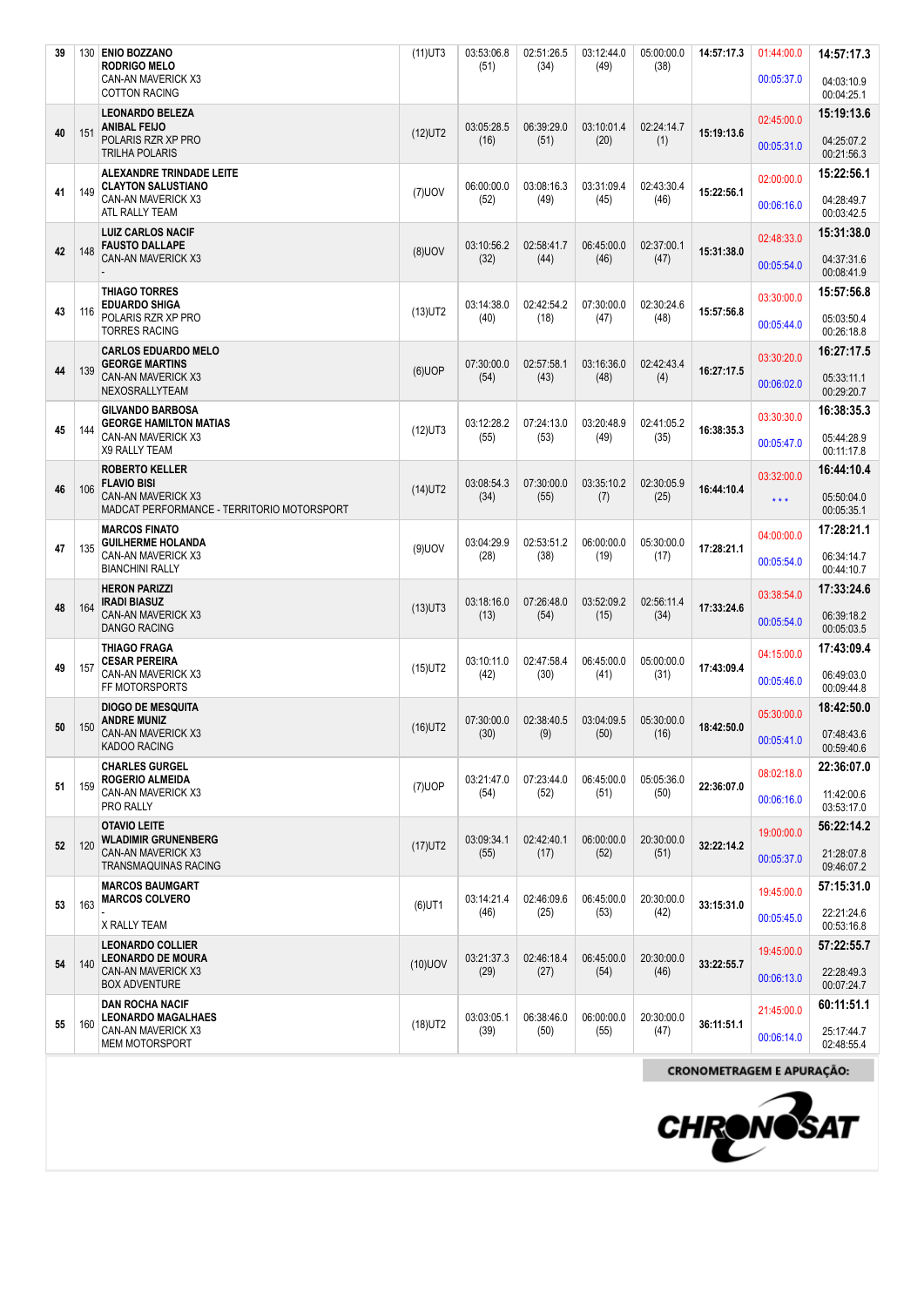| | | | | | | | | | | |
|---|---|---|---|---|---|---|---|---|---|---|
| 39 | 130 | **ENIO BOZZANO**<br>**RODRIGO MELO**<br>CAN-AN MAVERICK X3<br>COTTON RACING | (11)UT3 | 03:53:06.8<br>(51) | 02:51:26.5<br>(34) | 03:12:44.0<br>(49) | 05:00:00.0<br>(38) | **14:57:17.3** | 01:44:00.0<br>00:05:37.0 | **14:57:17.3**<br>04:03:10.9<br>00:04:25.1 |
| 40 | 151 | **LEONARDO BELEZA**<br>**ANIBAL FEIJO**<br>POLARIS RZR XP PRO<br>TRILHA POLARIS | (12)UT2 | 03:05:28.5<br>(16) | 06:39:29.0<br>(51) | 03:10:01.4<br>(20) | 02:24:14.7<br>(1) | **15:19:13.6** | 02:45:00.0<br>00:05:31.0 | **15:19:13.6**<br>04:25:07.2<br>00:21:56.3 |
| 41 | 149 | **ALEXANDRE TRINDADE LEITE**<br>**CLAYTON SALUSTIANO**<br>CAN-AN MAVERICK X3<br>ATL RALLY TEAM | (7)UOV | 06:00:00.0<br>(52) | 03:08:16.3<br>(49) | 03:31:09.4<br>(45) | 02:43:30.4<br>(46) | **15:22:56.1** | 02:00:00.0<br>00:06:16.0 | **15:22:56.1**<br>04:28:49.7<br>00:03:42.5 |
| 42 | 148 | **LUIZ CARLOS NACIF**<br>**FAUSTO DALLAPE**<br>CAN-AN MAVERICK X3<br>- | (8)UOV | 03:10:56.2<br>(32) | 02:58:41.7<br>(44) | 06:45:00.0<br>(46) | 02:37:00.1<br>(47) | **15:31:38.0** | 02:48:33.0<br>00:05:54.0 | **15:31:38.0**<br>04:37:31.6<br>00:08:41.9 |
| 43 | 116 | **THIAGO TORRES**<br>**EDUARDO SHIGA**<br>POLARIS RZR XP PRO<br>TORRES RACING | (13)UT2 | 03:14:38.0<br>(40) | 02:42:54.2<br>(18) | 07:30:00.0<br>(47) | 02:30:24.6<br>(48) | **15:57:56.8** | 03:30:00.0<br>00:05:44.0 | **15:57:56.8**<br>05:03:50.4<br>00:26:18.8 |
| 44 | 139 | **CARLOS EDUARDO MELO**<br>**GEORGE MARTINS**<br>CAN-AN MAVERICK X3<br>NEXOSRALLYTEAM | (6)UOP | 07:30:00.0<br>(54) | 02:57:58.1<br>(43) | 03:16:36.0<br>(48) | 02:42:43.4<br>(4) | **16:27:17.5** | 03:30:20.0<br>00:06:02.0 | **16:27:17.5**<br>05:33:11.1<br>00:29:20.7 |
| 45 | 144 | **GILVANDO BARBOSA**<br>**GEORGE HAMILTON MATIAS**<br>CAN-AN MAVERICK X3<br>X9 RALLY TEAM | (12)UT3 | 03:12:28.2<br>(55) | 07:24:13.0<br>(53) | 03:20:48.9<br>(49) | 02:41:05.2<br>(35) | **16:38:35.3** | 03:30:30.0<br>00:05:47.0 | **16:38:35.3**<br>05:44:28.9<br>00:11:17.8 |
| 46 | 106 | **ROBERTO KELLER**<br>**FLAVIO BISI**<br>CAN-AN MAVERICK X3<br>MADCAT PERFORMANCE - TERRITORIO MOTORSPORT | (14)UT2 | 03:08:54.3<br>(34) | 07:30:00.0<br>(55) | 03:35:10.2<br>(7) | 02:30:05.9<br>(25) | **16:44:10.4** | 03:32:00.0<br>*** | **16:44:10.4**<br>05:50:04.0<br>00:05:35.1 |
| 47 | 135 | **MARCOS FINATO**<br>**GUILHERME HOLANDA**<br>CAN-AN MAVERICK X3<br>BIANCHINI RALLY | (9)UOV | 03:04:29.9<br>(28) | 02:53:51.2<br>(38) | 06:00:00.0<br>(19) | 05:30:00.0<br>(17) | **17:28:21.1** | 04:00:00.0<br>00:05:54.0 | **17:28:21.1**<br>06:34:14.7<br>00:44:10.7 |
| 48 | 164 | **HERON PARIZZI**<br>**IRADI BIASUZ**<br>CAN-AN MAVERICK X3<br>DANGO RACING | (13)UT3 | 03:18:16.0<br>(13) | 07:26:48.0<br>(54) | 03:52:09.2<br>(15) | 02:56:11.4<br>(34) | **17:33:24.6** | 03:38:54.0<br>00:05:54.0 | **17:33:24.6**<br>06:39:18.2<br>00:05:03.5 |
| 49 | 157 | **THIAGO FRAGA**<br>**CESAR PEREIRA**<br>CAN-AN MAVERICK X3<br>FF MOTORSPORTS | (15)UT2 | 03:10:11.0<br>(42) | 02:47:58.4<br>(30) | 06:45:00.0<br>(41) | 05:00:00.0<br>(31) | **17:43:09.4** | 04:15:00.0<br>00:05:46.0 | **17:43:09.4**<br>06:49:03.0<br>00:09:44.8 |
| 50 | 150 | **DIOGO DE MESQUITA**<br>**ANDRE MUNIZ**<br>CAN-AN MAVERICK X3<br>KADOO RACING | (16)UT2 | 07:30:00.0<br>(30) | 02:38:40.5<br>(9) | 03:04:09.5<br>(50) | 05:30:00.0<br>(16) | **18:42:50.0** | 05:30:00.0<br>00:05:41.0 | **18:42:50.0**<br>07:48:43.6<br>00:59:40.6 |
| 51 | 159 | **CHARLES GURGEL**<br>**ROGERIO ALMEIDA**<br>CAN-AN MAVERICK X3<br>PRO RALLY | (7)UOP | 03:21:47.0<br>(54) | 07:23:44.0<br>(52) | 06:45:00.0<br>(51) | 05:05:36.0<br>(50) | **22:36:07.0** | 08:02:18.0<br>00:06:16.0 | **22:36:07.0**<br>11:42:00.6<br>03:53:17.0 |
| 52 | 120 | **OTAVIO LEITE**<br>**WLADIMIR GRUNENBERG**<br>CAN-AN MAVERICK X3<br>TRANSMAQUINAS RACING | (17)UT2 | 03:09:34.1<br>(55) | 02:42:40.1<br>(17) | 06:00:00.0<br>(52) | 20:30:00.0<br>(51) | **32:22:14.2** | 19:00:00.0<br>00:05:37.0 | **56:22:14.2**<br>21:28:07.8<br>09:46:07.2 |
| 53 | 163 | **MARCOS BAUMGART**<br>**MARCOS COLVERO**<br>-<br>X RALLY TEAM | (6)UT1 | 03:14:21.4<br>(46) | 02:46:09.6<br>(25) | 06:45:00.0<br>(53) | 20:30:00.0<br>(42) | **33:15:31.0** | 19:45:00.0<br>00:05:45.0 | **57:15:31.0**<br>22:21:24.6<br>00:53:16.8 |
| 54 | 140 | **LEONARDO COLLIER**<br>**LEONARDO DE MOURA**<br>CAN-AN MAVERICK X3<br>BOX ADVENTURE | (10)UOV | 03:21:37.3<br>(29) | 02:46:18.4<br>(27) | 06:45:00.0<br>(54) | 20:30:00.0<br>(46) | **33:22:55.7** | 19:45:00.0<br>00:06:13.0 | **57:22:55.7**<br>22:28:49.3<br>00:07:24.7 |
| 55 | 160 | **DAN ROCHA NACIF**<br>**LEONARDO MAGALHAES**<br>CAN-AN MAVERICK X3<br>MEM MOTORSPORT | (18)UT2 | 03:03:05.1<br>(39) | 06:38:46.0<br>(50) | 06:00:00.0<br>(55) | 20:30:00.0<br>(47) | **36:11:51.1** | 21:45:00.0<br>00:06:14.0 | **60:11:51.1**<br>25:17:44.7<br>02:48:55.4 |

CRONOMETRAGEM E APURAÇÃO:

CHRONOSAT